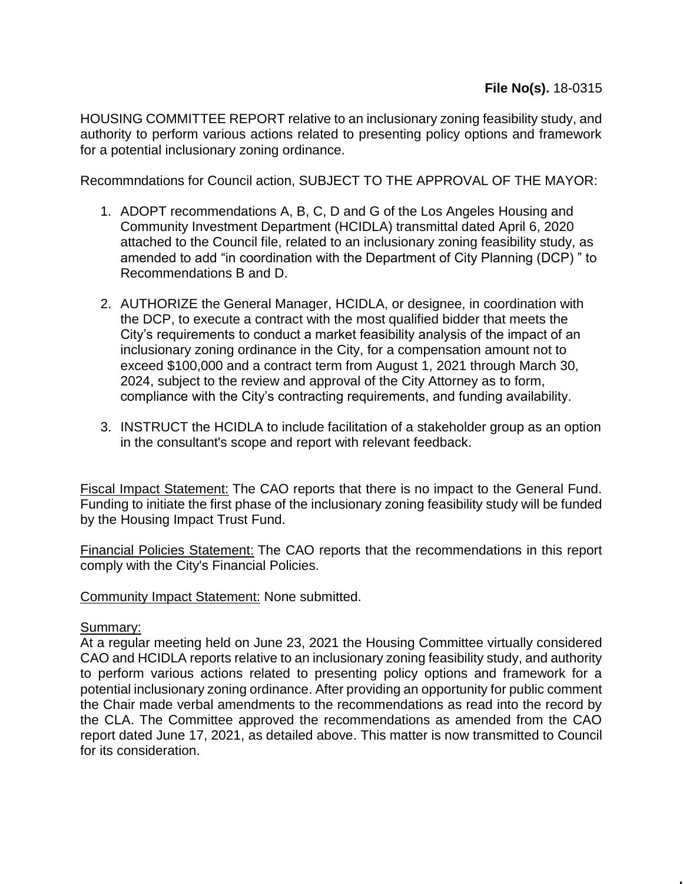**File No(s).** 18-0315

HOUSING COMMITTEE REPORT relative to an inclusionary zoning feasibility study, and authority to perform various actions related to presenting policy options and framework for a potential inclusionary zoning ordinance.

Recommndations for Council action, SUBJECT TO THE APPROVAL OF THE MAYOR:

1. ADOPT recommendations A, B, C, D and G of the Los Angeles Housing and Community Investment Department (HCIDLA) transmittal dated April 6, 2020 attached to the Council file, related to an inclusionary zoning feasibility study, as amended to add "in coordination with the Department of City Planning (DCP) " to Recommendations B and D.

2. AUTHORIZE the General Manager, HCIDLA, or designee, in coordination with the DCP, to execute a contract with the most qualified bidder that meets the City's requirements to conduct a market feasibility analysis of the impact of an inclusionary zoning ordinance in the City, for a compensation amount not to exceed $100,000 and a contract term from August 1, 2021 through March 30, 2024, subject to the review and approval of the City Attorney as to form, compliance with the City's contracting requirements, and funding availability.

3. INSTRUCT the HCIDLA to include facilitation of a stakeholder group as an option in the consultant's scope and report with relevant feedback.

Fiscal Impact Statement: The CAO reports that there is no impact to the General Fund. Funding to initiate the first phase of the inclusionary zoning feasibility study will be funded by the Housing Impact Trust Fund.

Financial Policies Statement: The CAO reports that the recommendations in this report comply with the City's Financial Policies.

Community Impact Statement: None submitted.

Summary:
At a regular meeting held on June 23, 2021 the Housing Committee virtually considered CAO and HCIDLA reports relative to an inclusionary zoning feasibility study, and authority to perform various actions related to presenting policy options and framework for a potential inclusionary zoning ordinance. After providing an opportunity for public comment the Chair made verbal amendments to the recommendations as read into the record by the CLA. The Committee approved the recommendations as amended from the CAO report dated June 17, 2021, as detailed above. This matter is now transmitted to Council for its consideration.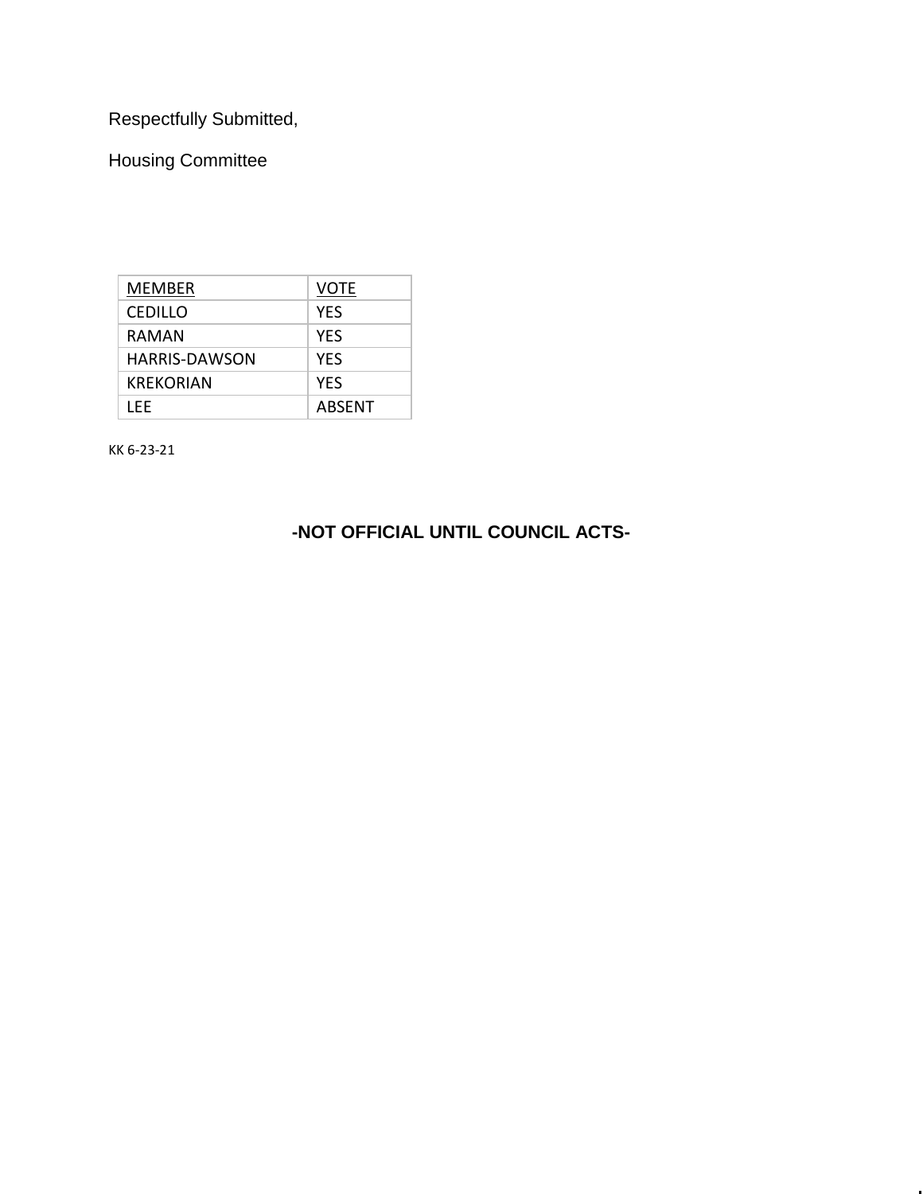Respectfully Submitted,

Housing Committee

| MEMBER | VOTE |
|---|---|
| CEDILLO | YES |
| RAMAN | YES |
| HARRIS-DAWSON | YES |
| KREKORIAN | YES |
| LEE | ABSENT |

KK 6-23-21

**-NOT OFFICIAL UNTIL COUNCIL ACTS-**